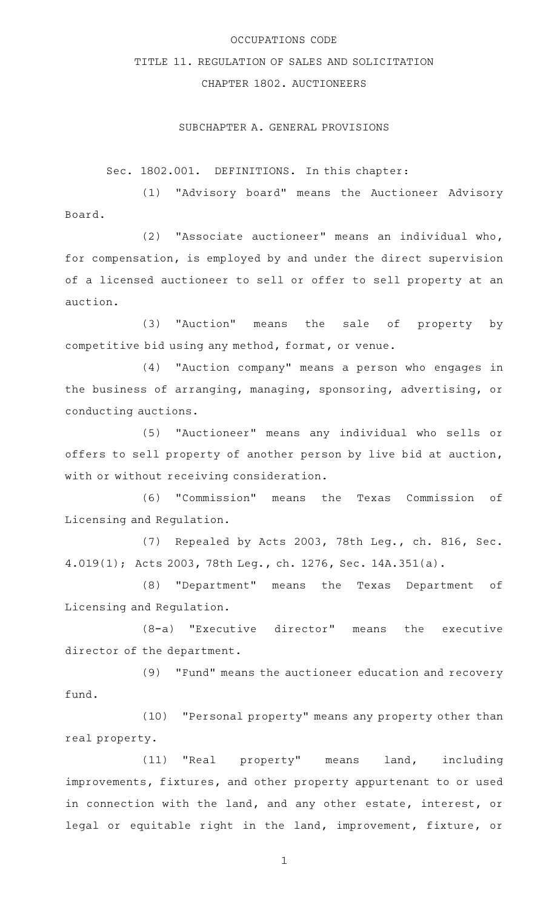# OCCUPATIONS CODE

## TITLE 11. REGULATION OF SALES AND SOLICITATION

## CHAPTER 1802. AUCTIONEERS

### SUBCHAPTER A. GENERAL PROVISIONS

Sec. 1802.001. DEFINITIONS. In this chapter:

(1) "Advisory board" means the Auctioneer Advisory Board.

(2) "Associate auctioneer" means an individual who, for compensation, is employed by and under the direct supervision of a licensed auctioneer to sell or offer to sell property at an auction.

(3) "Auction" means the sale of property by competitive bid using any method, format, or venue.

(4) "Auction company" means a person who engages in the business of arranging, managing, sponsoring, advertising, or conducting auctions.

(5) "Auctioneer" means any individual who sells or offers to sell property of another person by live bid at auction, with or without receiving consideration.

(6) "Commission" means the Texas Commission of Licensing and Regulation.

(7) Repealed by Acts 2003, 78th Leg., ch. 816, Sec. 4.019(1); Acts 2003, 78th Leg., ch. 1276, Sec. 14A.351(a).

(8) "Department" means the Texas Department of Licensing and Regulation.

(8-a) "Executive director" means the executive director of the department.

(9) "Fund" means the auctioneer education and recovery fund.

(10) "Personal property" means any property other than real property.

(11) "Real property" means land, including improvements, fixtures, and other property appurtenant to or used in connection with the land, and any other estate, interest, or legal or equitable right in the land, improvement, fixture, or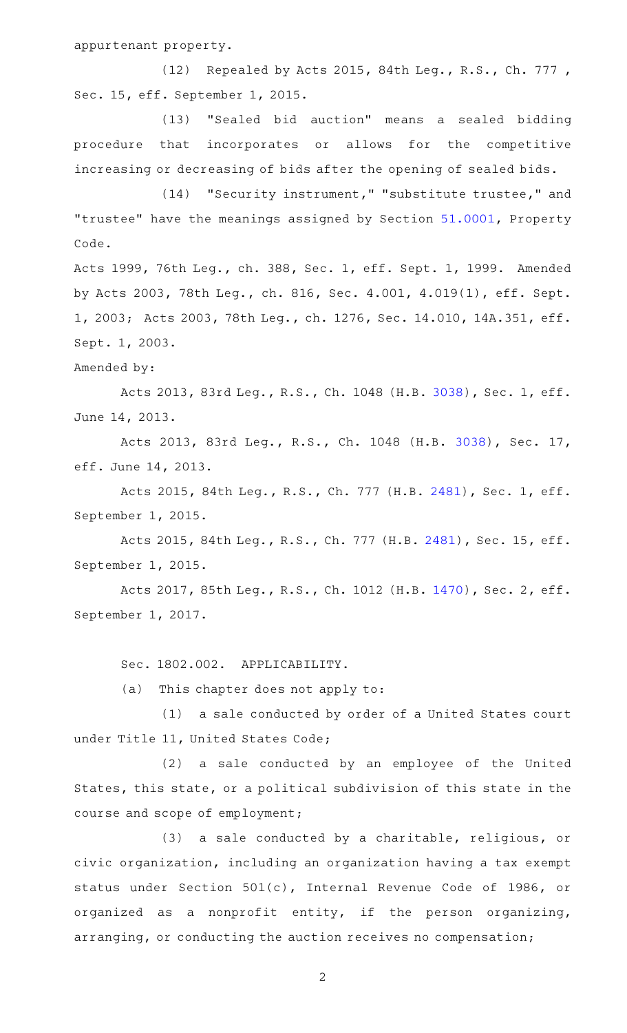appurtenant property.

(12) Repealed by Acts 2015, 84th Leg., R.S., Ch. 777, Sec. 15, eff. September 1, 2015.

(13) "Sealed bid auction" means a sealed bidding procedure that incorporates or allows for the competitive increasing or decreasing of bids after the opening of sealed bids.

(14) "Security instrument," "substitute trustee," and "trustee" have the meanings assigned by Section 51.0001, Property Code.

Acts 1999, 76th Leg., ch. 388, Sec. 1, eff. Sept. 1, 1999. Amended by Acts 2003, 78th Leg., ch. 816, Sec. 4.001, 4.019(1), eff. Sept. 1, 2003; Acts 2003, 78th Leg., ch. 1276, Sec. 14.010, 14A.351, eff. Sept. 1, 2003.

Amended by:

Acts 2013, 83rd Leg., R.S., Ch. 1048 (H.B. 3038), Sec. 1, eff. June 14, 2013.

Acts 2013, 83rd Leg., R.S., Ch. 1048 (H.B. 3038), Sec. 17, eff. June 14, 2013.

Acts 2015, 84th Leg., R.S., Ch. 777 (H.B. 2481), Sec. 1, eff. September 1, 2015.

Acts 2015, 84th Leg., R.S., Ch. 777 (H.B. 2481), Sec. 15, eff. September 1, 2015.

Acts 2017, 85th Leg., R.S., Ch. 1012 (H.B. 1470), Sec. 2, eff. September 1, 2017.

Sec. 1802.002. APPLICABILITY.

(a) This chapter does not apply to:

(1) a sale conducted by order of a United States court under Title 11, United States Code;

(2) a sale conducted by an employee of the United States, this state, or a political subdivision of this state in the course and scope of employment;

(3) a sale conducted by a charitable, religious, or civic organization, including an organization having a tax exempt status under Section 501(c), Internal Revenue Code of 1986, or organized as a nonprofit entity, if the person organizing, arranging, or conducting the auction receives no compensation;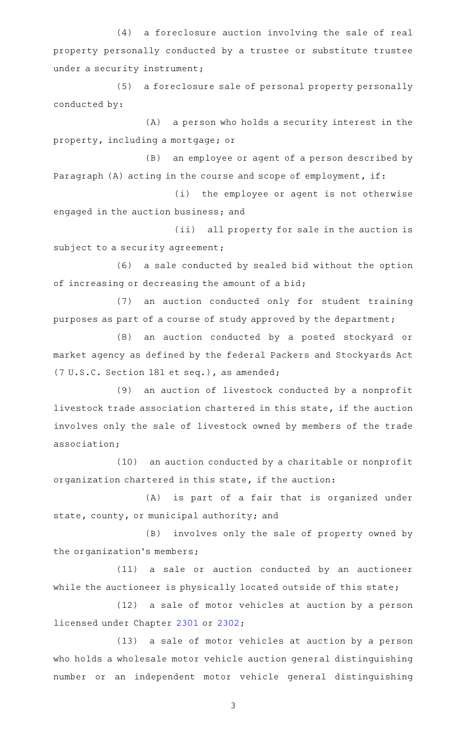(4) a foreclosure auction involving the sale of real property personally conducted by a trustee or substitute trustee under a security instrument;

(5) a foreclosure sale of personal property personally conducted by:

(A) a person who holds a security interest in the property, including a mortgage; or

(B) an employee or agent of a person described by Paragraph (A) acting in the course and scope of employment, if:

(i) the employee or agent is not otherwise engaged in the auction business; and

(ii) all property for sale in the auction is subject to a security agreement;

(6) a sale conducted by sealed bid without the option of increasing or decreasing the amount of a bid;

(7) an auction conducted only for student training purposes as part of a course of study approved by the department;

(8) an auction conducted by a posted stockyard or market agency as defined by the federal Packers and Stockyards Act (7 U.S.C. Section 181 et seq.), as amended;

(9) an auction of livestock conducted by a nonprofit livestock trade association chartered in this state, if the auction involves only the sale of livestock owned by members of the trade association;

(10) an auction conducted by a charitable or nonprofit organization chartered in this state, if the auction:

(A) is part of a fair that is organized under state, county, or municipal authority; and

(B) involves only the sale of property owned by the organization's members;

(11) a sale or auction conducted by an auctioneer while the auctioneer is physically located outside of this state;

(12) a sale of motor vehicles at auction by a person licensed under Chapter 2301 or 2302;

(13) a sale of motor vehicles at auction by a person who holds a wholesale motor vehicle auction general distinguishing number or an independent motor vehicle general distinguishing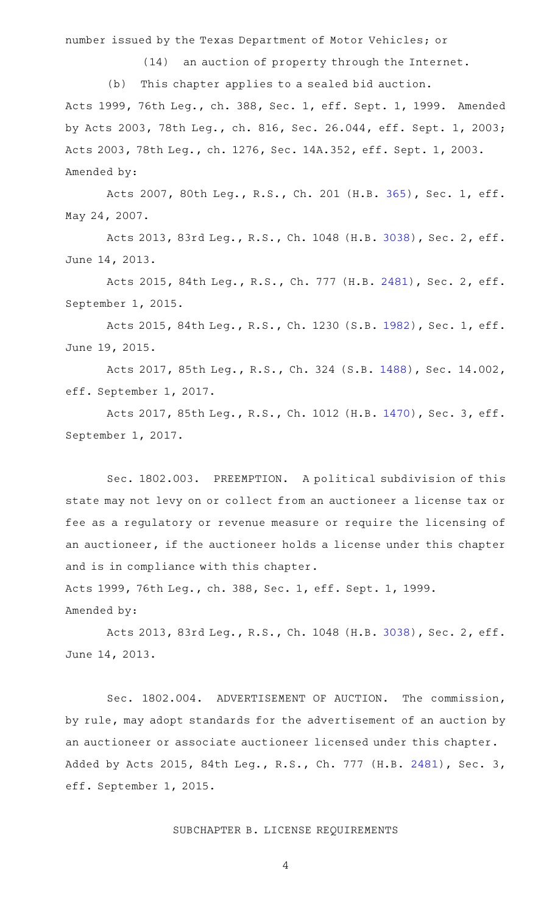number issued by the Texas Department of Motor Vehicles; or

(14) an auction of property through the Internet.

(b) This chapter applies to a sealed bid auction.

Acts 1999, 76th Leg., ch. 388, Sec. 1, eff. Sept. 1, 1999. Amended by Acts 2003, 78th Leg., ch. 816, Sec. 26.044, eff. Sept. 1, 2003; Acts 2003, 78th Leg., ch. 1276, Sec. 14A.352, eff. Sept. 1, 2003.

Amended by:

Acts 2007, 80th Leg., R.S., Ch. 201 (H.B. 365), Sec. 1, eff. May 24, 2007.

Acts 2013, 83rd Leg., R.S., Ch. 1048 (H.B. 3038), Sec. 2, eff. June 14, 2013.

Acts 2015, 84th Leg., R.S., Ch. 777 (H.B. 2481), Sec. 2, eff. September 1, 2015.

Acts 2015, 84th Leg., R.S., Ch. 1230 (S.B. 1982), Sec. 1, eff. June 19, 2015.

Acts 2017, 85th Leg., R.S., Ch. 324 (S.B. 1488), Sec. 14.002, eff. September 1, 2017.

Acts 2017, 85th Leg., R.S., Ch. 1012 (H.B. 1470), Sec. 3, eff. September 1, 2017.

Sec. 1802.003. PREEMPTION. A political subdivision of this state may not levy on or collect from an auctioneer a license tax or fee as a regulatory or revenue measure or require the licensing of an auctioneer, if the auctioneer holds a license under this chapter and is in compliance with this chapter.

Acts 1999, 76th Leg., ch. 388, Sec. 1, eff. Sept. 1, 1999.

Amended by:

Acts 2013, 83rd Leg., R.S., Ch. 1048 (H.B. 3038), Sec. 2, eff. June 14, 2013.

Sec. 1802.004. ADVERTISEMENT OF AUCTION. The commission, by rule, may adopt standards for the advertisement of an auction by an auctioneer or associate auctioneer licensed under this chapter.

Added by Acts 2015, 84th Leg., R.S., Ch. 777 (H.B. 2481), Sec. 3, eff. September 1, 2015.

## SUBCHAPTER B. LICENSE REQUIREMENTS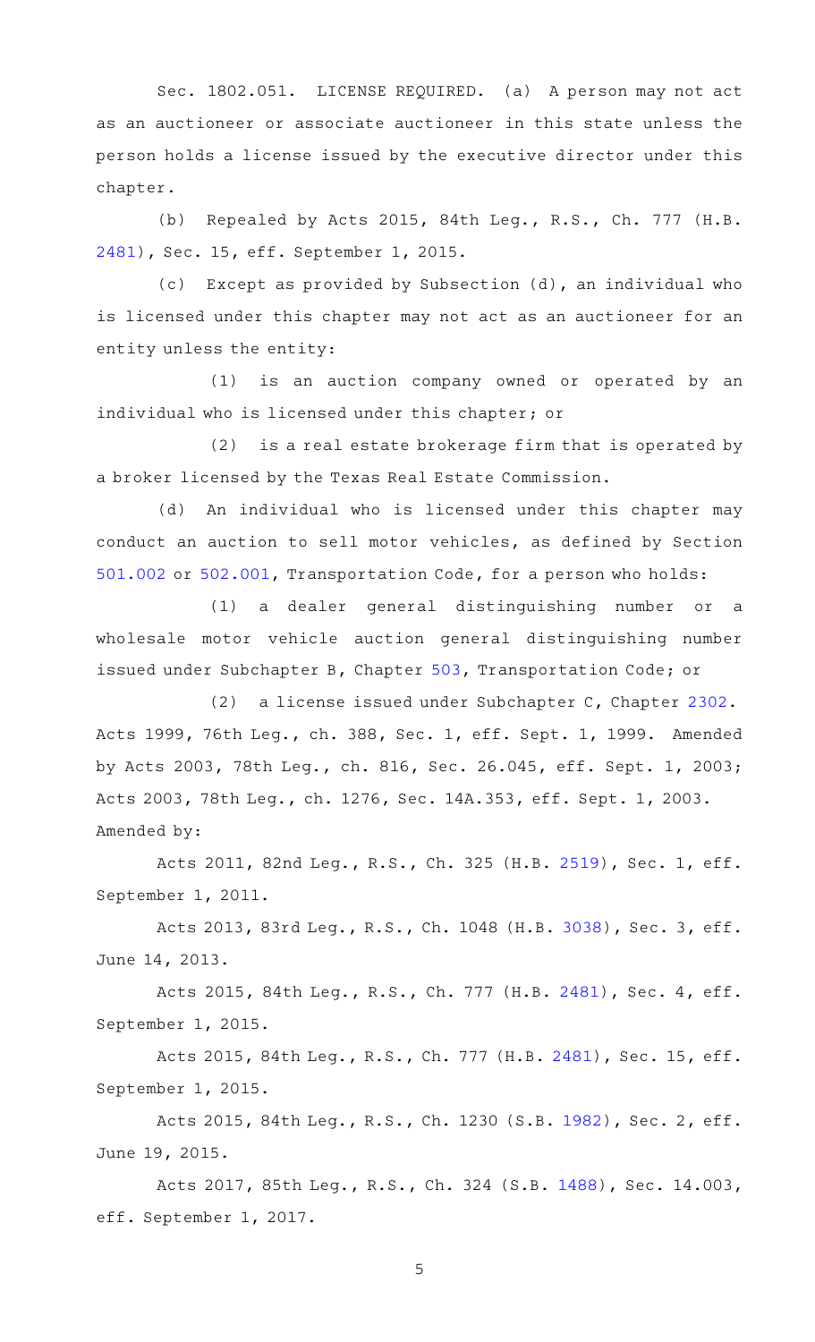Sec. 1802.051. LICENSE REQUIRED. (a) A person may not act as an auctioneer or associate auctioneer in this state unless the person holds a license issued by the executive director under this chapter.

(b) Repealed by Acts 2015, 84th Leg., R.S., Ch. 777 (H.B. 2481), Sec. 15, eff. September 1, 2015.

(c) Except as provided by Subsection (d), an individual who is licensed under this chapter may not act as an auctioneer for an entity unless the entity:

(1) is an auction company owned or operated by an individual who is licensed under this chapter; or

(2) is a real estate brokerage firm that is operated by a broker licensed by the Texas Real Estate Commission.

(d) An individual who is licensed under this chapter may conduct an auction to sell motor vehicles, as defined by Section 501.002 or 502.001, Transportation Code, for a person who holds:

(1) a dealer general distinguishing number or a wholesale motor vehicle auction general distinguishing number issued under Subchapter B, Chapter 503, Transportation Code; or

(2) a license issued under Subchapter C, Chapter 2302.

Acts 1999, 76th Leg., ch. 388, Sec. 1, eff. Sept. 1, 1999. Amended by Acts 2003, 78th Leg., ch. 816, Sec. 26.045, eff. Sept. 1, 2003; Acts 2003, 78th Leg., ch. 1276, Sec. 14A.353, eff. Sept. 1, 2003. Amended by:

Acts 2011, 82nd Leg., R.S., Ch. 325 (H.B. 2519), Sec. 1, eff. September 1, 2011.

Acts 2013, 83rd Leg., R.S., Ch. 1048 (H.B. 3038), Sec. 3, eff. June 14, 2013.

Acts 2015, 84th Leg., R.S., Ch. 777 (H.B. 2481), Sec. 4, eff. September 1, 2015.

Acts 2015, 84th Leg., R.S., Ch. 777 (H.B. 2481), Sec. 15, eff. September 1, 2015.

Acts 2015, 84th Leg., R.S., Ch. 1230 (S.B. 1982), Sec. 2, eff. June 19, 2015.

Acts 2017, 85th Leg., R.S., Ch. 324 (S.B. 1488), Sec. 14.003, eff. September 1, 2017.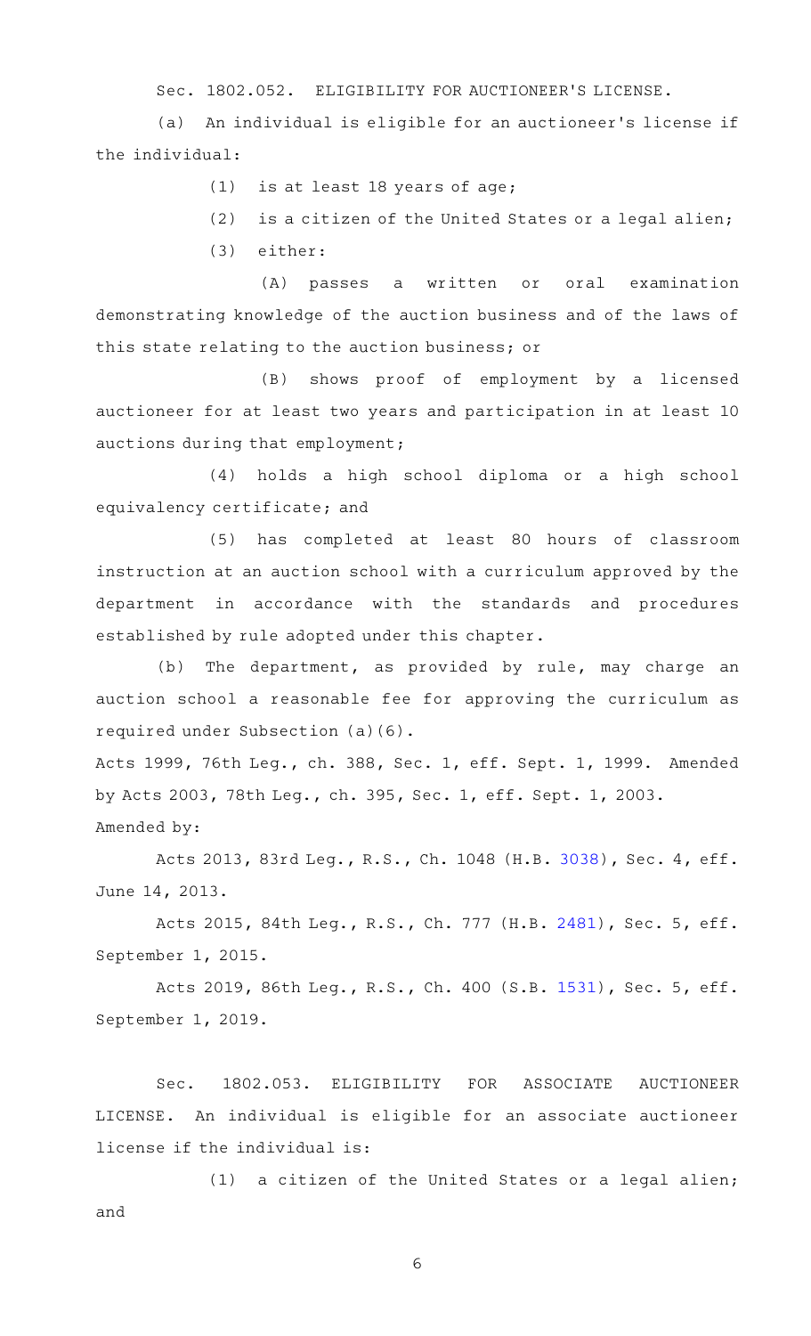Sec. 1802.052. ELIGIBILITY FOR AUCTIONEER'S LICENSE.

(a) An individual is eligible for an auctioneer's license if the individual:

(1) is at least 18 years of age;

(2) is a citizen of the United States or a legal alien;

(3) either:

(A) passes a written or oral examination demonstrating knowledge of the auction business and of the laws of this state relating to the auction business; or

(B) shows proof of employment by a licensed auctioneer for at least two years and participation in at least 10 auctions during that employment;

(4) holds a high school diploma or a high school equivalency certificate; and

(5) has completed at least 80 hours of classroom instruction at an auction school with a curriculum approved by the department in accordance with the standards and procedures established by rule adopted under this chapter.

(b) The department, as provided by rule, may charge an auction school a reasonable fee for approving the curriculum as required under Subsection (a)(6).

Acts 1999, 76th Leg., ch. 388, Sec. 1, eff. Sept. 1, 1999. Amended by Acts 2003, 78th Leg., ch. 395, Sec. 1, eff. Sept. 1, 2003.

Amended by:

Acts 2013, 83rd Leg., R.S., Ch. 1048 (H.B. 3038), Sec. 4, eff. June 14, 2013.

Acts 2015, 84th Leg., R.S., Ch. 777 (H.B. 2481), Sec. 5, eff. September 1, 2015.

Acts 2019, 86th Leg., R.S., Ch. 400 (S.B. 1531), Sec. 5, eff. September 1, 2019.

Sec. 1802.053. ELIGIBILITY FOR ASSOCIATE AUCTIONEER LICENSE. An individual is eligible for an associate auctioneer license if the individual is:

(1) a citizen of the United States or a legal alien; and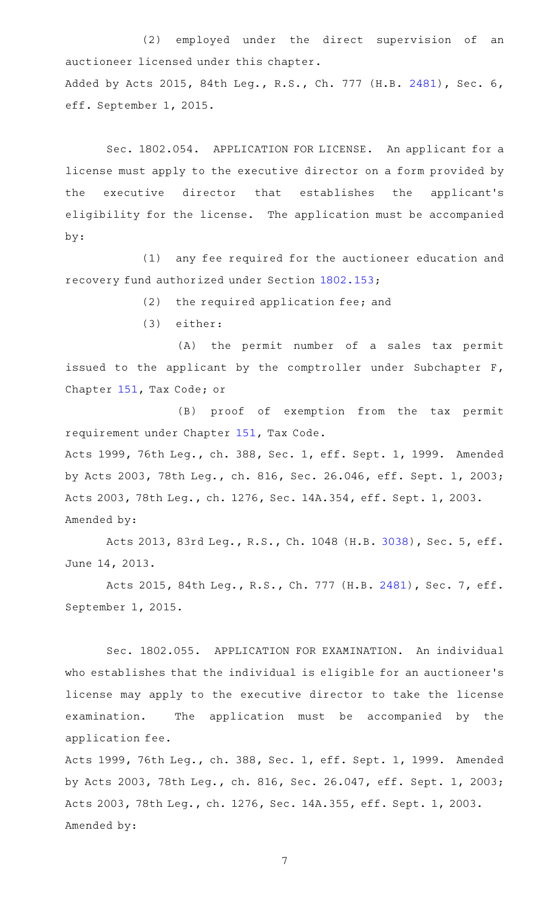(2) employed under the direct supervision of an auctioneer licensed under this chapter.

Added by Acts 2015, 84th Leg., R.S., Ch. 777 (H.B. 2481), Sec. 6, eff. September 1, 2015.

Sec. 1802.054. APPLICATION FOR LICENSE. An applicant for a license must apply to the executive director on a form provided by the executive director that establishes the applicant's eligibility for the license. The application must be accompanied by:

(1) any fee required for the auctioneer education and recovery fund authorized under Section 1802.153;

(2) the required application fee; and

(3) either:

(A) the permit number of a sales tax permit issued to the applicant by the comptroller under Subchapter F, Chapter 151, Tax Code; or

(B) proof of exemption from the tax permit requirement under Chapter 151, Tax Code.

Acts 1999, 76th Leg., ch. 388, Sec. 1, eff. Sept. 1, 1999. Amended by Acts 2003, 78th Leg., ch. 816, Sec. 26.046, eff. Sept. 1, 2003; Acts 2003, 78th Leg., ch. 1276, Sec. 14A.354, eff. Sept. 1, 2003.

Amended by:

Acts 2013, 83rd Leg., R.S., Ch. 1048 (H.B. 3038), Sec. 5, eff. June 14, 2013.

Acts 2015, 84th Leg., R.S., Ch. 777 (H.B. 2481), Sec. 7, eff. September 1, 2015.

Sec. 1802.055. APPLICATION FOR EXAMINATION. An individual who establishes that the individual is eligible for an auctioneer's license may apply to the executive director to take the license examination. The application must be accompanied by the application fee.

Acts 1999, 76th Leg., ch. 388, Sec. 1, eff. Sept. 1, 1999. Amended by Acts 2003, 78th Leg., ch. 816, Sec. 26.047, eff. Sept. 1, 2003; Acts 2003, 78th Leg., ch. 1276, Sec. 14A.355, eff. Sept. 1, 2003.

Amended by: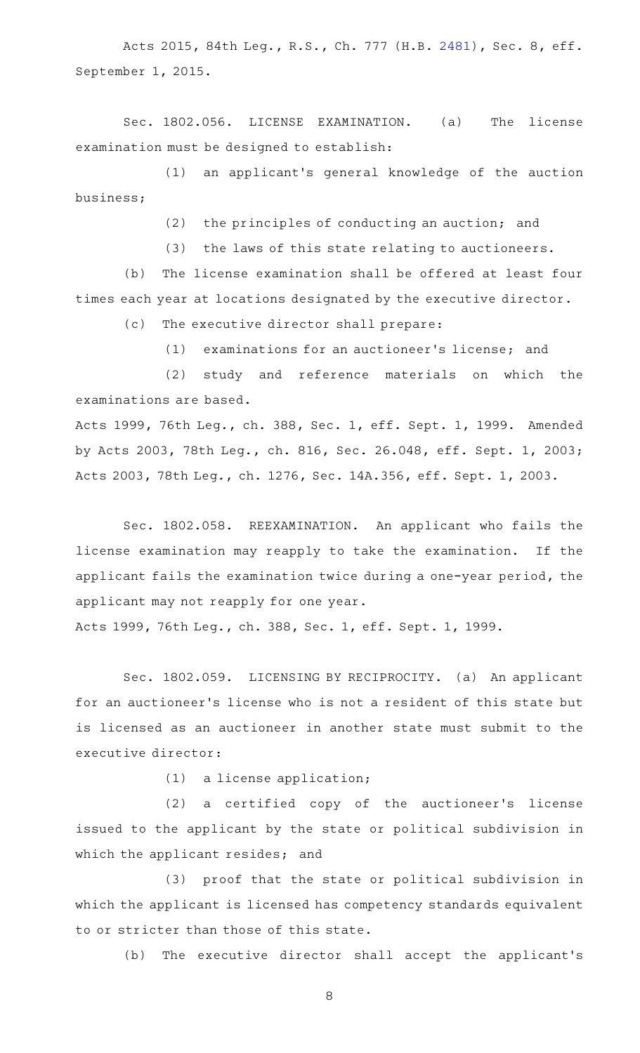Acts 2015, 84th Leg., R.S., Ch. 777 (H.B. 2481), Sec. 8, eff. September 1, 2015.

Sec. 1802.056. LICENSE EXAMINATION. (a) The license examination must be designed to establish:

(1) an applicant's general knowledge of the auction business;

(2) the principles of conducting an auction; and

(3) the laws of this state relating to auctioneers.

(b) The license examination shall be offered at least four times each year at locations designated by the executive director.

(c) The executive director shall prepare:

(1) examinations for an auctioneer's license; and

(2) study and reference materials on which the examinations are based.

Acts 1999, 76th Leg., ch. 388, Sec. 1, eff. Sept. 1, 1999. Amended by Acts 2003, 78th Leg., ch. 816, Sec. 26.048, eff. Sept. 1, 2003; Acts 2003, 78th Leg., ch. 1276, Sec. 14A.356, eff. Sept. 1, 2003.

Sec. 1802.058. REEXAMINATION. An applicant who fails the license examination may reapply to take the examination. If the applicant fails the examination twice during a one-year period, the applicant may not reapply for one year.

Acts 1999, 76th Leg., ch. 388, Sec. 1, eff. Sept. 1, 1999.

Sec. 1802.059. LICENSING BY RECIPROCITY. (a) An applicant for an auctioneer's license who is not a resident of this state but is licensed as an auctioneer in another state must submit to the executive director:

(1) a license application;

(2) a certified copy of the auctioneer's license issued to the applicant by the state or political subdivision in which the applicant resides; and

(3) proof that the state or political subdivision in which the applicant is licensed has competency standards equivalent to or stricter than those of this state.

(b) The executive director shall accept the applicant's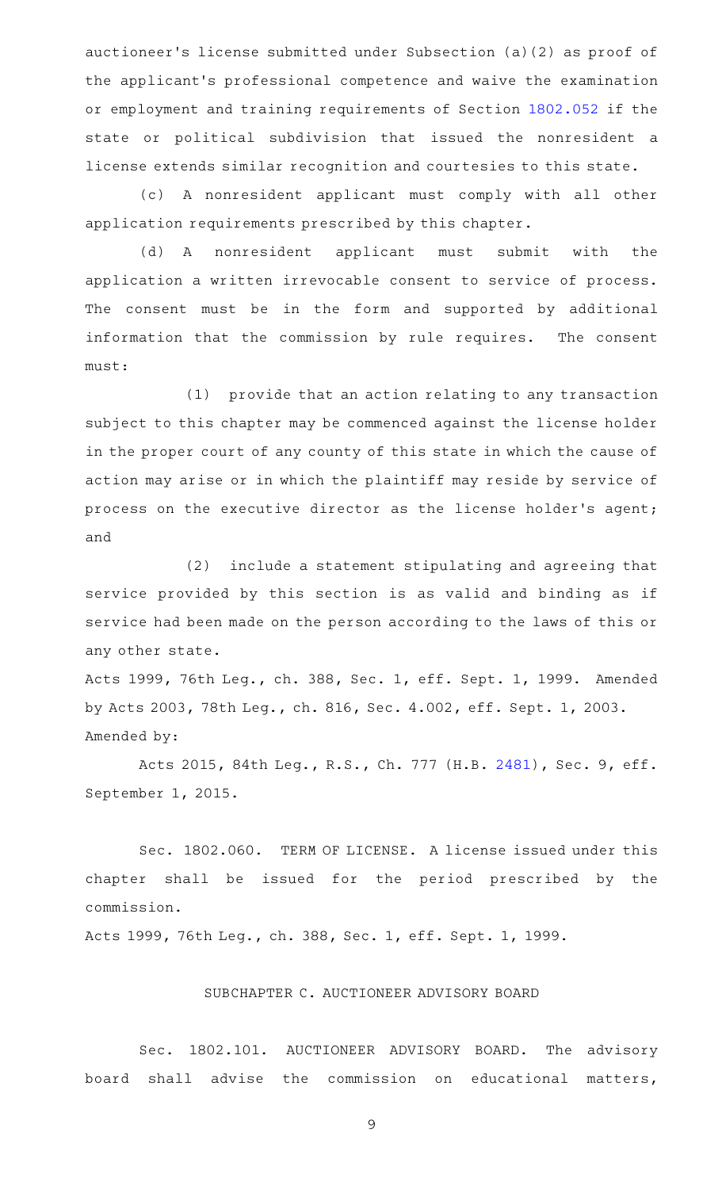auctioneer's license submitted under Subsection (a)(2) as proof of the applicant's professional competence and waive the examination or employment and training requirements of Section 1802.052 if the state or political subdivision that issued the nonresident a license extends similar recognition and courtesies to this state.

(c) A nonresident applicant must comply with all other application requirements prescribed by this chapter.

(d) A nonresident applicant must submit with the application a written irrevocable consent to service of process. The consent must be in the form and supported by additional information that the commission by rule requires. The consent must:

(1) provide that an action relating to any transaction subject to this chapter may be commenced against the license holder in the proper court of any county of this state in which the cause of action may arise or in which the plaintiff may reside by service of process on the executive director as the license holder's agent; and

(2) include a statement stipulating and agreeing that service provided by this section is as valid and binding as if service had been made on the person according to the laws of this or any other state.

Acts 1999, 76th Leg., ch. 388, Sec. 1, eff. Sept. 1, 1999. Amended by Acts 2003, 78th Leg., ch. 816, Sec. 4.002, eff. Sept. 1, 2003.
Amended by:

Acts 2015, 84th Leg., R.S., Ch. 777 (H.B. 2481), Sec. 9, eff. September 1, 2015.

Sec. 1802.060. TERM OF LICENSE. A license issued under this chapter shall be issued for the period prescribed by the commission.

Acts 1999, 76th Leg., ch. 388, Sec. 1, eff. Sept. 1, 1999.

## SUBCHAPTER C. AUCTIONEER ADVISORY BOARD

Sec. 1802.101. AUCTIONEER ADVISORY BOARD. The advisory board shall advise the commission on educational matters,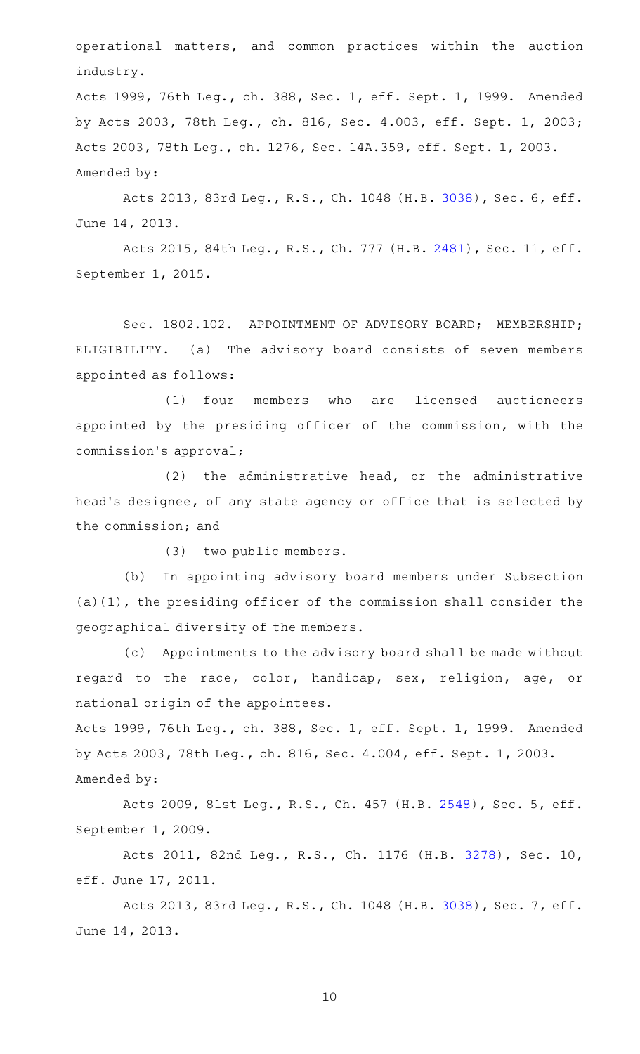operational matters, and common practices within the auction industry.

Acts 1999, 76th Leg., ch. 388, Sec. 1, eff. Sept. 1, 1999. Amended by Acts 2003, 78th Leg., ch. 816, Sec. 4.003, eff. Sept. 1, 2003; Acts 2003, 78th Leg., ch. 1276, Sec. 14A.359, eff. Sept. 1, 2003.

Amended by:

Acts 2013, 83rd Leg., R.S., Ch. 1048 (H.B. 3038), Sec. 6, eff. June 14, 2013.

Acts 2015, 84th Leg., R.S., Ch. 777 (H.B. 2481), Sec. 11, eff. September 1, 2015.

Sec. 1802.102. APPOINTMENT OF ADVISORY BOARD; MEMBERSHIP; ELIGIBILITY. (a) The advisory board consists of seven members appointed as follows:

(1) four members who are licensed auctioneers appointed by the presiding officer of the commission, with the commission's approval;

(2) the administrative head, or the administrative head's designee, of any state agency or office that is selected by the commission; and

(3) two public members.

(b) In appointing advisory board members under Subsection (a)(1), the presiding officer of the commission shall consider the geographical diversity of the members.

(c) Appointments to the advisory board shall be made without regard to the race, color, handicap, sex, religion, age, or national origin of the appointees.

Acts 1999, 76th Leg., ch. 388, Sec. 1, eff. Sept. 1, 1999. Amended by Acts 2003, 78th Leg., ch. 816, Sec. 4.004, eff. Sept. 1, 2003.

Amended by:

Acts 2009, 81st Leg., R.S., Ch. 457 (H.B. 2548), Sec. 5, eff. September 1, 2009.

Acts 2011, 82nd Leg., R.S., Ch. 1176 (H.B. 3278), Sec. 10, eff. June 17, 2011.

Acts 2013, 83rd Leg., R.S., Ch. 1048 (H.B. 3038), Sec. 7, eff. June 14, 2013.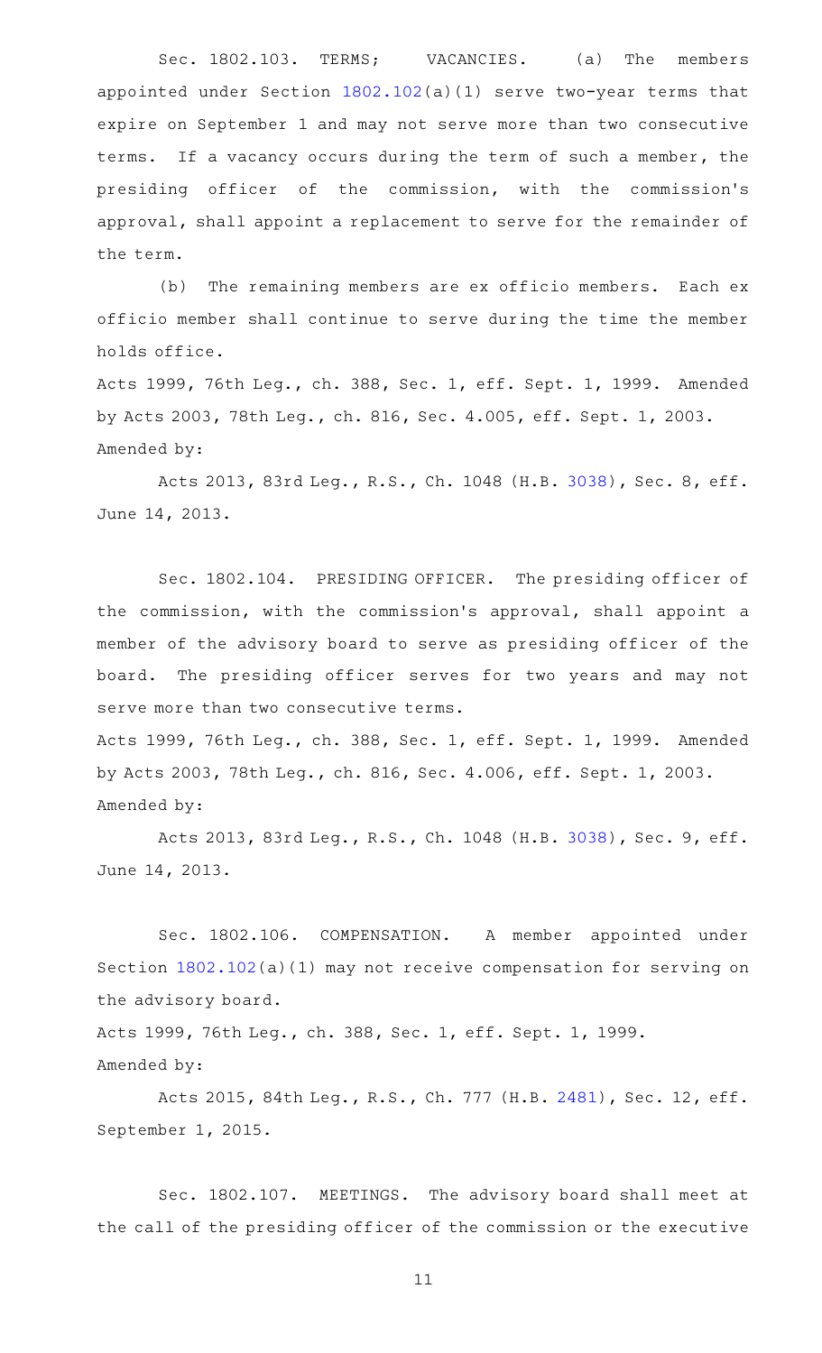Sec. 1802.103. TERMS; VACANCIES. (a) The members appointed under Section 1802.102(a)(1) serve two-year terms that expire on September 1 and may not serve more than two consecutive terms. If a vacancy occurs during the term of such a member, the presiding officer of the commission, with the commission's approval, shall appoint a replacement to serve for the remainder of the term.

(b) The remaining members are ex officio members. Each ex officio member shall continue to serve during the time the member holds office.

Acts 1999, 76th Leg., ch. 388, Sec. 1, eff. Sept. 1, 1999. Amended by Acts 2003, 78th Leg., ch. 816, Sec. 4.005, eff. Sept. 1, 2003.
Amended by:

Acts 2013, 83rd Leg., R.S., Ch. 1048 (H.B. 3038), Sec. 8, eff. June 14, 2013.

Sec. 1802.104. PRESIDING OFFICER. The presiding officer of the commission, with the commission's approval, shall appoint a member of the advisory board to serve as presiding officer of the board. The presiding officer serves for two years and may not serve more than two consecutive terms.

Acts 1999, 76th Leg., ch. 388, Sec. 1, eff. Sept. 1, 1999. Amended by Acts 2003, 78th Leg., ch. 816, Sec. 4.006, eff. Sept. 1, 2003.
Amended by:

Acts 2013, 83rd Leg., R.S., Ch. 1048 (H.B. 3038), Sec. 9, eff. June 14, 2013.

Sec. 1802.106. COMPENSATION. A member appointed under Section 1802.102(a)(1) may not receive compensation for serving on the advisory board.

Acts 1999, 76th Leg., ch. 388, Sec. 1, eff. Sept. 1, 1999.
Amended by:

Acts 2015, 84th Leg., R.S., Ch. 777 (H.B. 2481), Sec. 12, eff. September 1, 2015.

Sec. 1802.107. MEETINGS. The advisory board shall meet at the call of the presiding officer of the commission or the executive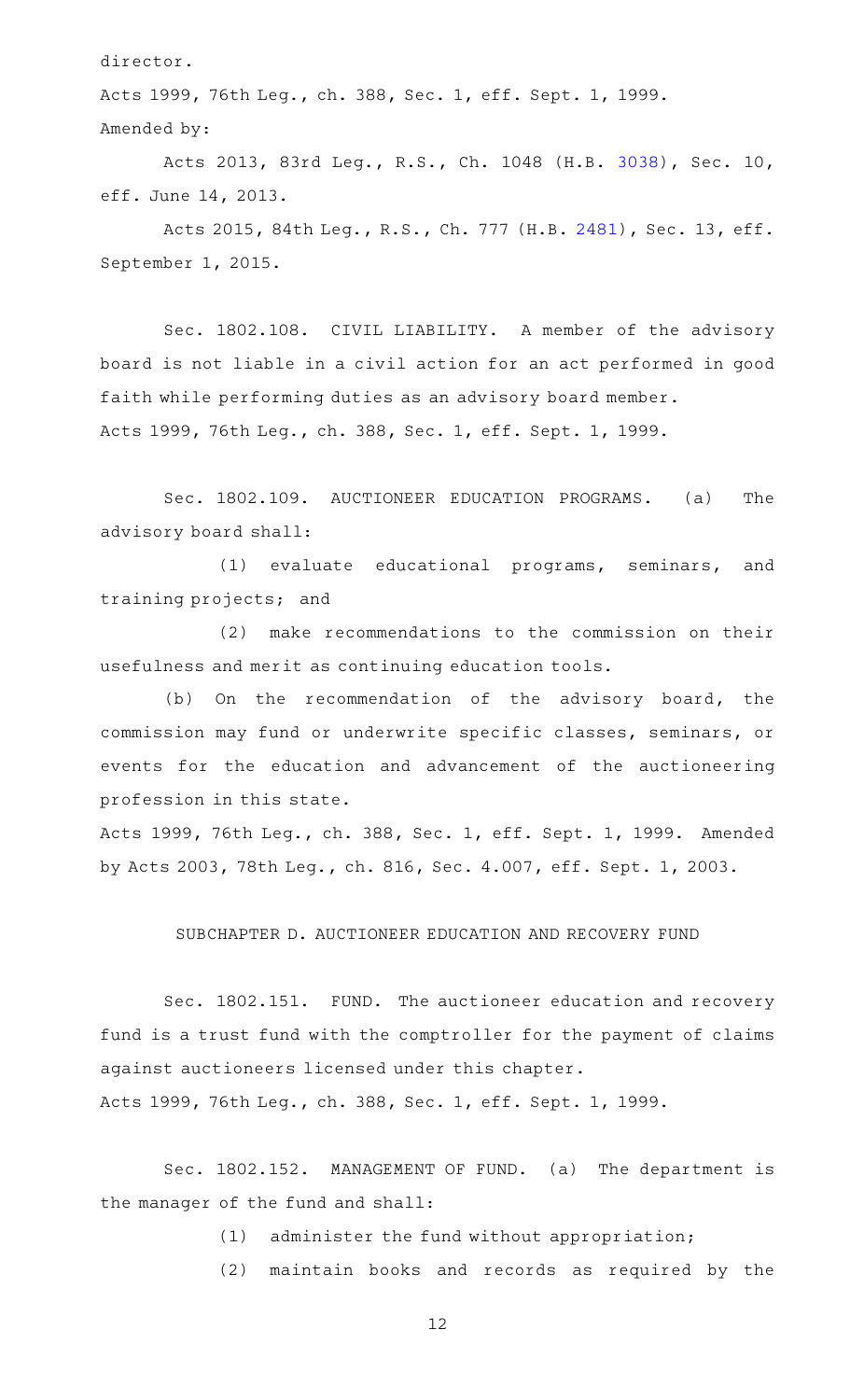director.

Acts 1999, 76th Leg., ch. 388, Sec. 1, eff. Sept. 1, 1999.

Amended by:

Acts 2013, 83rd Leg., R.S., Ch. 1048 (H.B. 3038), Sec. 10, eff. June 14, 2013.

Acts 2015, 84th Leg., R.S., Ch. 777 (H.B. 2481), Sec. 13, eff. September 1, 2015.

Sec. 1802.108. CIVIL LIABILITY. A member of the advisory board is not liable in a civil action for an act performed in good faith while performing duties as an advisory board member.

Acts 1999, 76th Leg., ch. 388, Sec. 1, eff. Sept. 1, 1999.

Sec. 1802.109. AUCTIONEER EDUCATION PROGRAMS. (a) The advisory board shall:

(1) evaluate educational programs, seminars, and training projects; and

(2) make recommendations to the commission on their usefulness and merit as continuing education tools.

(b) On the recommendation of the advisory board, the commission may fund or underwrite specific classes, seminars, or events for the education and advancement of the auctioneering profession in this state.

Acts 1999, 76th Leg., ch. 388, Sec. 1, eff. Sept. 1, 1999. Amended by Acts 2003, 78th Leg., ch. 816, Sec. 4.007, eff. Sept. 1, 2003.

SUBCHAPTER D. AUCTIONEER EDUCATION AND RECOVERY FUND

Sec. 1802.151. FUND. The auctioneer education and recovery fund is a trust fund with the comptroller for the payment of claims against auctioneers licensed under this chapter.

Acts 1999, 76th Leg., ch. 388, Sec. 1, eff. Sept. 1, 1999.

Sec. 1802.152. MANAGEMENT OF FUND. (a) The department is the manager of the fund and shall:

(1) administer the fund without appropriation;

(2) maintain books and records as required by the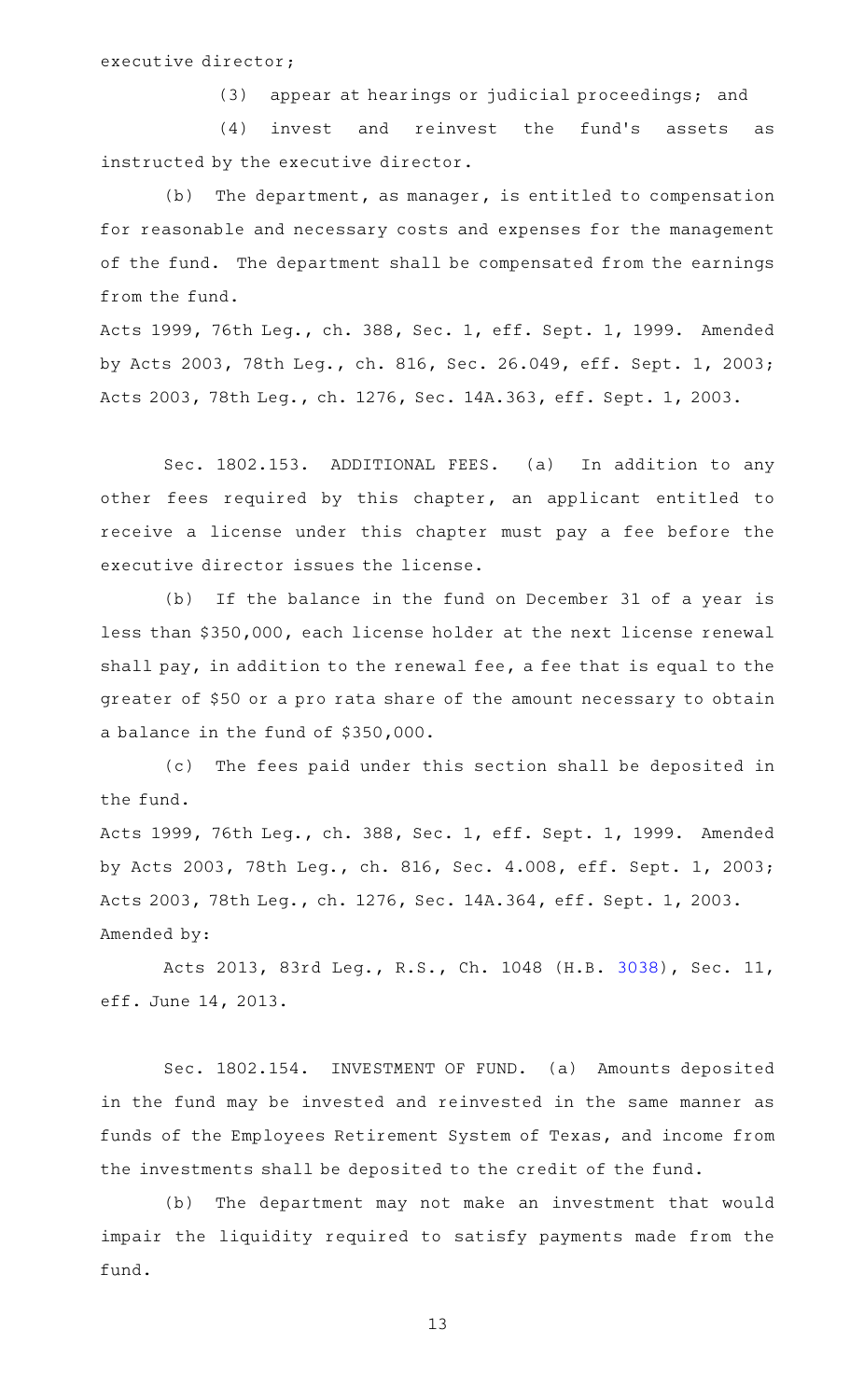executive director;

(3) appear at hearings or judicial proceedings; and

(4) invest and reinvest the fund's assets as instructed by the executive director.

(b) The department, as manager, is entitled to compensation for reasonable and necessary costs and expenses for the management of the fund. The department shall be compensated from the earnings from the fund.

Acts 1999, 76th Leg., ch. 388, Sec. 1, eff. Sept. 1, 1999. Amended by Acts 2003, 78th Leg., ch. 816, Sec. 26.049, eff. Sept. 1, 2003; Acts 2003, 78th Leg., ch. 1276, Sec. 14A.363, eff. Sept. 1, 2003.

Sec. 1802.153. ADDITIONAL FEES. (a) In addition to any other fees required by this chapter, an applicant entitled to receive a license under this chapter must pay a fee before the executive director issues the license.

(b) If the balance in the fund on December 31 of a year is less than $350,000, each license holder at the next license renewal shall pay, in addition to the renewal fee, a fee that is equal to the greater of $50 or a pro rata share of the amount necessary to obtain a balance in the fund of $350,000.

(c) The fees paid under this section shall be deposited in the fund.

Acts 1999, 76th Leg., ch. 388, Sec. 1, eff. Sept. 1, 1999. Amended by Acts 2003, 78th Leg., ch. 816, Sec. 4.008, eff. Sept. 1, 2003; Acts 2003, 78th Leg., ch. 1276, Sec. 14A.364, eff. Sept. 1, 2003.

Amended by:

Acts 2013, 83rd Leg., R.S., Ch. 1048 (H.B. 3038), Sec. 11, eff. June 14, 2013.

Sec. 1802.154. INVESTMENT OF FUND. (a) Amounts deposited in the fund may be invested and reinvested in the same manner as funds of the Employees Retirement System of Texas, and income from the investments shall be deposited to the credit of the fund.

(b) The department may not make an investment that would impair the liquidity required to satisfy payments made from the fund.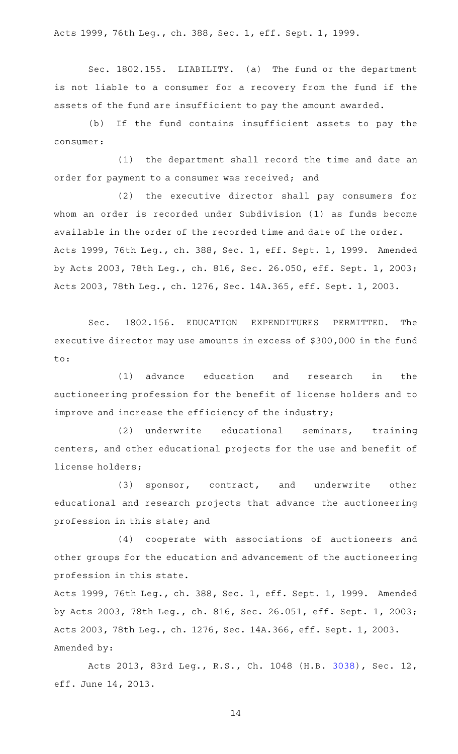Acts 1999, 76th Leg., ch. 388, Sec. 1, eff. Sept. 1, 1999.

Sec. 1802.155. LIABILITY. (a) The fund or the department is not liable to a consumer for a recovery from the fund if the assets of the fund are insufficient to pay the amount awarded.

(b) If the fund contains insufficient assets to pay the consumer:

(1) the department shall record the time and date an order for payment to a consumer was received; and

(2) the executive director shall pay consumers for whom an order is recorded under Subdivision (1) as funds become available in the order of the recorded time and date of the order.

Acts 1999, 76th Leg., ch. 388, Sec. 1, eff. Sept. 1, 1999. Amended by Acts 2003, 78th Leg., ch. 816, Sec. 26.050, eff. Sept. 1, 2003; Acts 2003, 78th Leg., ch. 1276, Sec. 14A.365, eff. Sept. 1, 2003.

Sec. 1802.156. EDUCATION EXPENDITURES PERMITTED. The executive director may use amounts in excess of $300,000 in the fund to:

(1) advance education and research in the auctioneering profession for the benefit of license holders and to improve and increase the efficiency of the industry;

(2) underwrite educational seminars, training centers, and other educational projects for the use and benefit of license holders;

(3) sponsor, contract, and underwrite other educational and research projects that advance the auctioneering profession in this state; and

(4) cooperate with associations of auctioneers and other groups for the education and advancement of the auctioneering profession in this state.

Acts 1999, 76th Leg., ch. 388, Sec. 1, eff. Sept. 1, 1999. Amended by Acts 2003, 78th Leg., ch. 816, Sec. 26.051, eff. Sept. 1, 2003; Acts 2003, 78th Leg., ch. 1276, Sec. 14A.366, eff. Sept. 1, 2003.

Amended by:

Acts 2013, 83rd Leg., R.S., Ch. 1048 (H.B. 3038), Sec. 12, eff. June 14, 2013.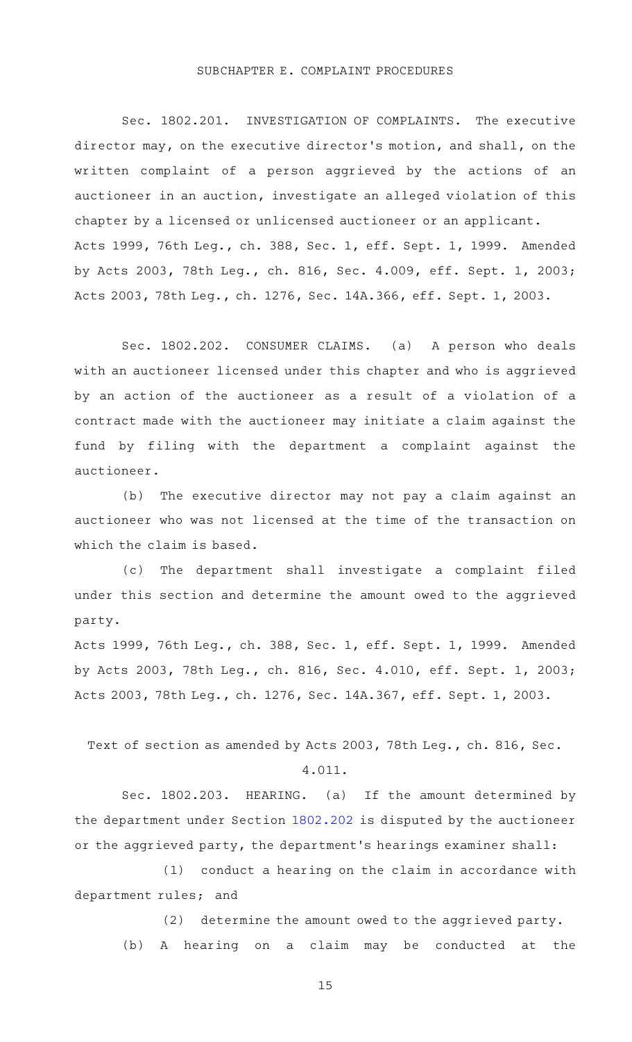## SUBCHAPTER E. COMPLAINT PROCEDURES

Sec. 1802.201. INVESTIGATION OF COMPLAINTS. The executive director may, on the executive director's motion, and shall, on the written complaint of a person aggrieved by the actions of an auctioneer in an auction, investigate an alleged violation of this chapter by a licensed or unlicensed auctioneer or an applicant.

Acts 1999, 76th Leg., ch. 388, Sec. 1, eff. Sept. 1, 1999. Amended by Acts 2003, 78th Leg., ch. 816, Sec. 4.009, eff. Sept. 1, 2003; Acts 2003, 78th Leg., ch. 1276, Sec. 14A.366, eff. Sept. 1, 2003.

Sec. 1802.202. CONSUMER CLAIMS. (a) A person who deals with an auctioneer licensed under this chapter and who is aggrieved by an action of the auctioneer as a result of a violation of a contract made with the auctioneer may initiate a claim against the fund by filing with the department a complaint against the auctioneer.

(b) The executive director may not pay a claim against an auctioneer who was not licensed at the time of the transaction on which the claim is based.

(c) The department shall investigate a complaint filed under this section and determine the amount owed to the aggrieved party.

Acts 1999, 76th Leg., ch. 388, Sec. 1, eff. Sept. 1, 1999. Amended by Acts 2003, 78th Leg., ch. 816, Sec. 4.010, eff. Sept. 1, 2003; Acts 2003, 78th Leg., ch. 1276, Sec. 14A.367, eff. Sept. 1, 2003.

Text of section as amended by Acts 2003, 78th Leg., ch. 816, Sec. 4.011.

Sec. 1802.203. HEARING. (a) If the amount determined by the department under Section 1802.202 is disputed by the auctioneer or the aggrieved party, the department's hearings examiner shall:

(1) conduct a hearing on the claim in accordance with department rules; and

(2) determine the amount owed to the aggrieved party.

(b) A hearing on a claim may be conducted at the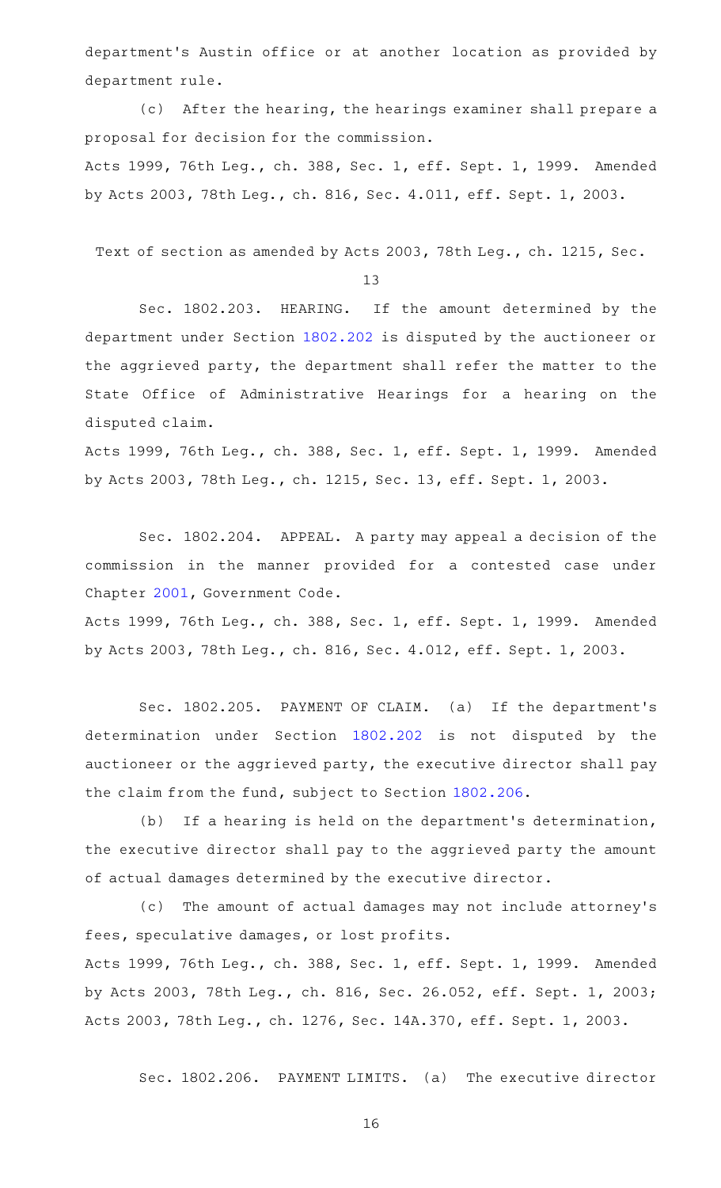department's Austin office or at another location as provided by department rule.

(c) After the hearing, the hearings examiner shall prepare a proposal for decision for the commission.

Acts 1999, 76th Leg., ch. 388, Sec. 1, eff. Sept. 1, 1999. Amended by Acts 2003, 78th Leg., ch. 816, Sec. 4.011, eff. Sept. 1, 2003.

Text of section as amended by Acts 2003, 78th Leg., ch. 1215, Sec. 13

Sec. 1802.203. HEARING. If the amount determined by the department under Section 1802.202 is disputed by the auctioneer or the aggrieved party, the department shall refer the matter to the State Office of Administrative Hearings for a hearing on the disputed claim.

Acts 1999, 76th Leg., ch. 388, Sec. 1, eff. Sept. 1, 1999. Amended by Acts 2003, 78th Leg., ch. 1215, Sec. 13, eff. Sept. 1, 2003.

Sec. 1802.204. APPEAL. A party may appeal a decision of the commission in the manner provided for a contested case under Chapter 2001, Government Code.

Acts 1999, 76th Leg., ch. 388, Sec. 1, eff. Sept. 1, 1999. Amended by Acts 2003, 78th Leg., ch. 816, Sec. 4.012, eff. Sept. 1, 2003.

Sec. 1802.205. PAYMENT OF CLAIM. (a) If the department's determination under Section 1802.202 is not disputed by the auctioneer or the aggrieved party, the executive director shall pay the claim from the fund, subject to Section 1802.206.

(b) If a hearing is held on the department's determination, the executive director shall pay to the aggrieved party the amount of actual damages determined by the executive director.

(c) The amount of actual damages may not include attorney's fees, speculative damages, or lost profits.

Acts 1999, 76th Leg., ch. 388, Sec. 1, eff. Sept. 1, 1999. Amended by Acts 2003, 78th Leg., ch. 816, Sec. 26.052, eff. Sept. 1, 2003; Acts 2003, 78th Leg., ch. 1276, Sec. 14A.370, eff. Sept. 1, 2003.

Sec. 1802.206. PAYMENT LIMITS. (a) The executive director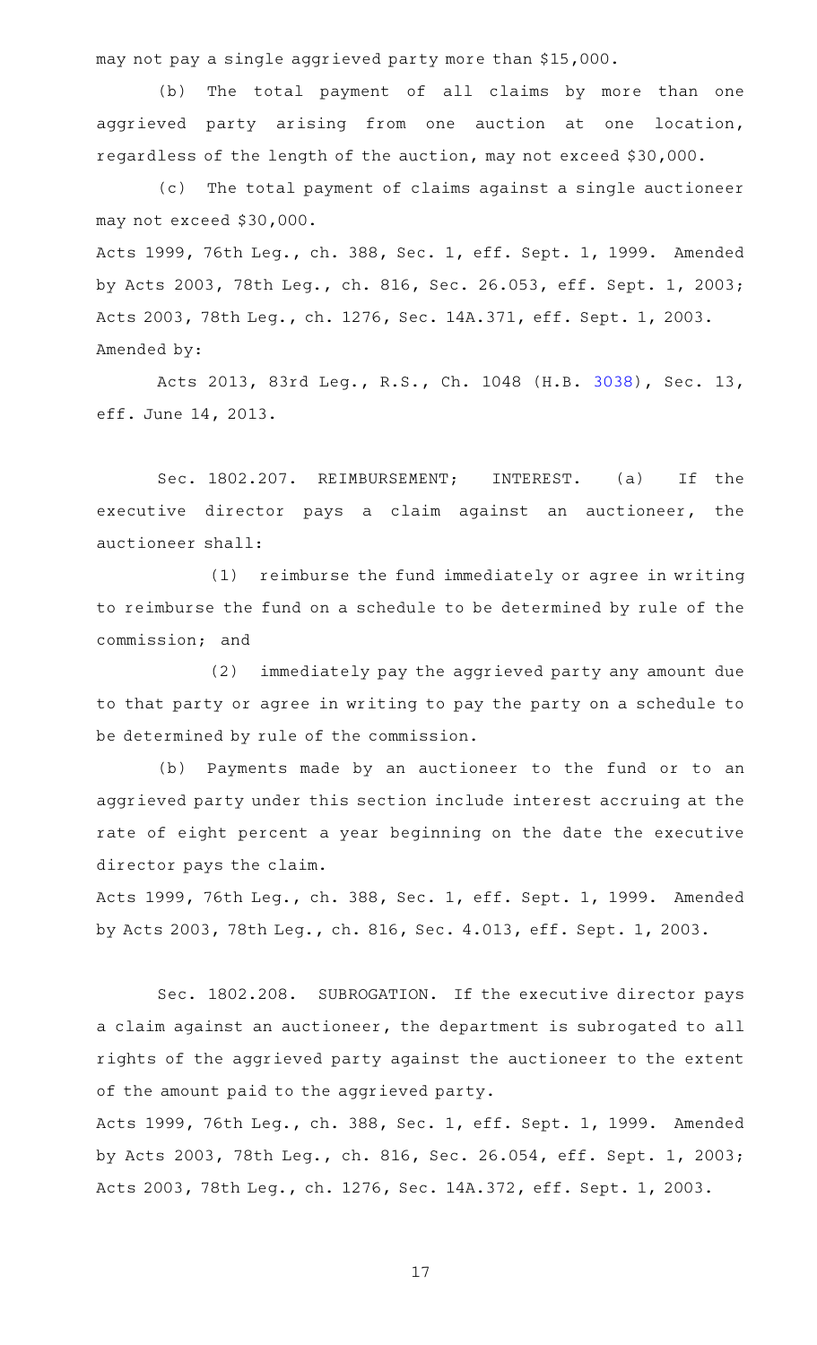may not pay a single aggrieved party more than $15,000.

(b) The total payment of all claims by more than one aggrieved party arising from one auction at one location, regardless of the length of the auction, may not exceed $30,000.

(c) The total payment of claims against a single auctioneer may not exceed $30,000.

Acts 1999, 76th Leg., ch. 388, Sec. 1, eff. Sept. 1, 1999. Amended by Acts 2003, 78th Leg., ch. 816, Sec. 26.053, eff. Sept. 1, 2003; Acts 2003, 78th Leg., ch. 1276, Sec. 14A.371, eff. Sept. 1, 2003.

Amended by:

Acts 2013, 83rd Leg., R.S., Ch. 1048 (H.B. 3038), Sec. 13, eff. June 14, 2013.

Sec. 1802.207. REIMBURSEMENT; INTEREST. (a) If the executive director pays a claim against an auctioneer, the auctioneer shall:

(1) reimburse the fund immediately or agree in writing to reimburse the fund on a schedule to be determined by rule of the commission; and

(2) immediately pay the aggrieved party any amount due to that party or agree in writing to pay the party on a schedule to be determined by rule of the commission.

(b) Payments made by an auctioneer to the fund or to an aggrieved party under this section include interest accruing at the rate of eight percent a year beginning on the date the executive director pays the claim.

Acts 1999, 76th Leg., ch. 388, Sec. 1, eff. Sept. 1, 1999. Amended by Acts 2003, 78th Leg., ch. 816, Sec. 4.013, eff. Sept. 1, 2003.

Sec. 1802.208. SUBROGATION. If the executive director pays a claim against an auctioneer, the department is subrogated to all rights of the aggrieved party against the auctioneer to the extent of the amount paid to the aggrieved party.

Acts 1999, 76th Leg., ch. 388, Sec. 1, eff. Sept. 1, 1999. Amended by Acts 2003, 78th Leg., ch. 816, Sec. 26.054, eff. Sept. 1, 2003; Acts 2003, 78th Leg., ch. 1276, Sec. 14A.372, eff. Sept. 1, 2003.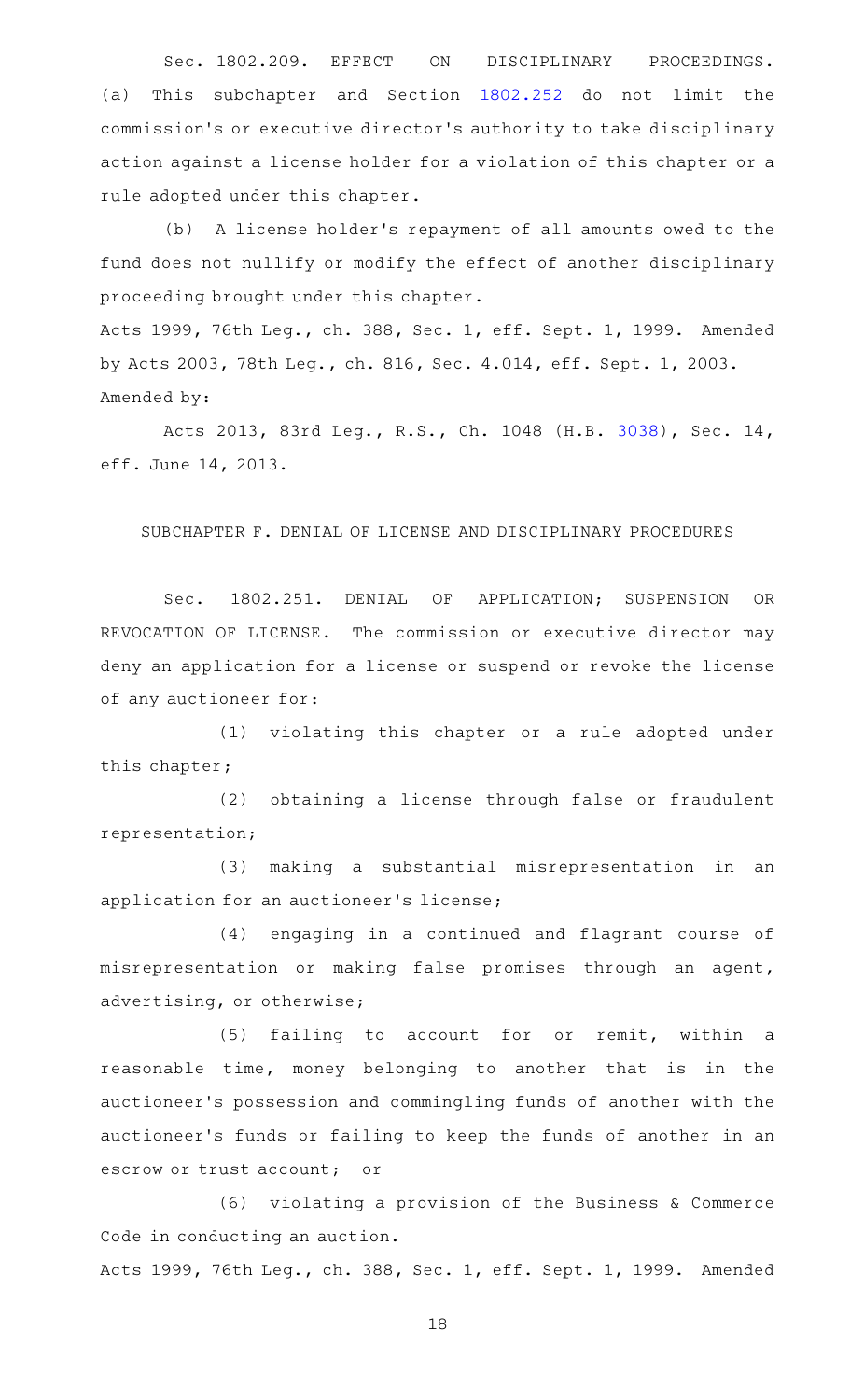Sec. 1802.209. EFFECT ON DISCIPLINARY PROCEEDINGS. (a) This subchapter and Section 1802.252 do not limit the commission's or executive director's authority to take disciplinary action against a license holder for a violation of this chapter or a rule adopted under this chapter.

(b) A license holder's repayment of all amounts owed to the fund does not nullify or modify the effect of another disciplinary proceeding brought under this chapter.

Acts 1999, 76th Leg., ch. 388, Sec. 1, eff. Sept. 1, 1999. Amended by Acts 2003, 78th Leg., ch. 816, Sec. 4.014, eff. Sept. 1, 2003.
Amended by:

Acts 2013, 83rd Leg., R.S., Ch. 1048 (H.B. 3038), Sec. 14, eff. June 14, 2013.

SUBCHAPTER F. DENIAL OF LICENSE AND DISCIPLINARY PROCEDURES

Sec. 1802.251. DENIAL OF APPLICATION; SUSPENSION OR REVOCATION OF LICENSE. The commission or executive director may deny an application for a license or suspend or revoke the license of any auctioneer for:

(1) violating this chapter or a rule adopted under this chapter;

(2) obtaining a license through false or fraudulent representation;

(3) making a substantial misrepresentation in an application for an auctioneer's license;

(4) engaging in a continued and flagrant course of misrepresentation or making false promises through an agent, advertising, or otherwise;

(5) failing to account for or remit, within a reasonable time, money belonging to another that is in the auctioneer's possession and commingling funds of another with the auctioneer's funds or failing to keep the funds of another in an escrow or trust account; or

(6) violating a provision of the Business & Commerce Code in conducting an auction.

Acts 1999, 76th Leg., ch. 388, Sec. 1, eff. Sept. 1, 1999. Amended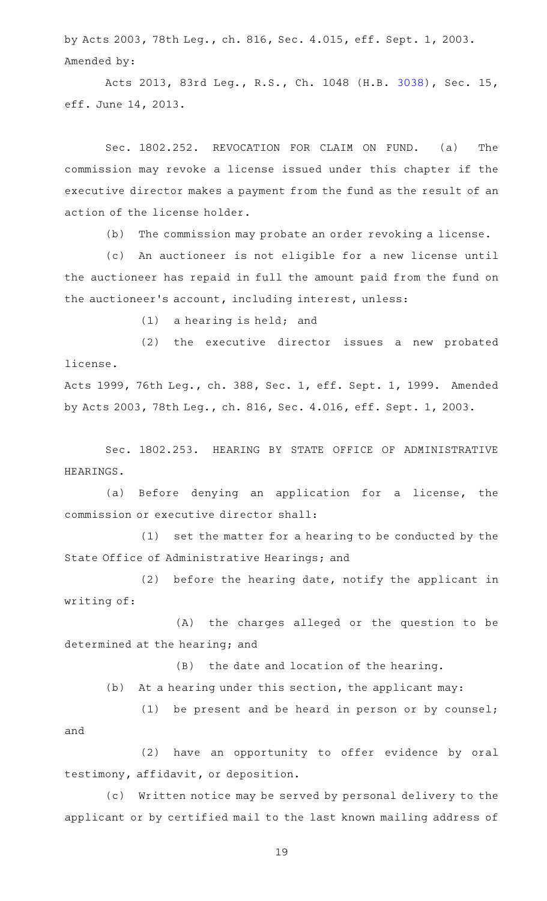by Acts 2003, 78th Leg., ch. 816, Sec. 4.015, eff. Sept. 1, 2003.
Amended by:

Acts 2013, 83rd Leg., R.S., Ch. 1048 (H.B. 3038), Sec. 15, eff. June 14, 2013.

Sec. 1802.252. REVOCATION FOR CLAIM ON FUND. (a) The commission may revoke a license issued under this chapter if the executive director makes a payment from the fund as the result of an action of the license holder.

(b) The commission may probate an order revoking a license.

(c) An auctioneer is not eligible for a new license until the auctioneer has repaid in full the amount paid from the fund on the auctioneer's account, including interest, unless:

(1) a hearing is held; and

(2) the executive director issues a new probated license.

Acts 1999, 76th Leg., ch. 388, Sec. 1, eff. Sept. 1, 1999. Amended by Acts 2003, 78th Leg., ch. 816, Sec. 4.016, eff. Sept. 1, 2003.

Sec. 1802.253. HEARING BY STATE OFFICE OF ADMINISTRATIVE HEARINGS.

(a) Before denying an application for a license, the commission or executive director shall:

(1) set the matter for a hearing to be conducted by the State Office of Administrative Hearings; and

(2) before the hearing date, notify the applicant in writing of:

(A) the charges alleged or the question to be determined at the hearing; and

(B) the date and location of the hearing.

(b) At a hearing under this section, the applicant may:

(1) be present and be heard in person or by counsel; and

(2) have an opportunity to offer evidence by oral testimony, affidavit, or deposition.

(c) Written notice may be served by personal delivery to the applicant or by certified mail to the last known mailing address of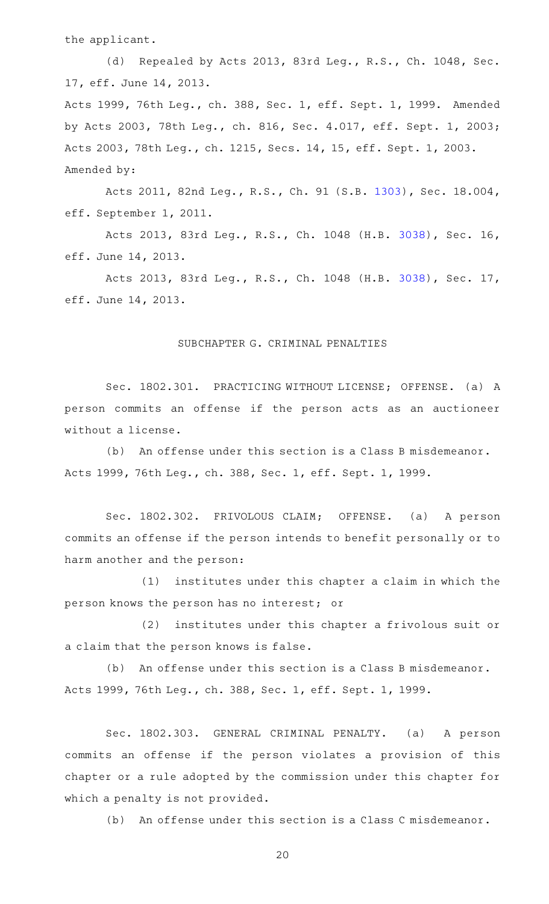the applicant.

(d) Repealed by Acts 2013, 83rd Leg., R.S., Ch. 1048, Sec. 17, eff. June 14, 2013.

Acts 1999, 76th Leg., ch. 388, Sec. 1, eff. Sept. 1, 1999. Amended by Acts 2003, 78th Leg., ch. 816, Sec. 4.017, eff. Sept. 1, 2003; Acts 2003, 78th Leg., ch. 1215, Secs. 14, 15, eff. Sept. 1, 2003.

Amended by:

Acts 2011, 82nd Leg., R.S., Ch. 91 (S.B. 1303), Sec. 18.004, eff. September 1, 2011.

Acts 2013, 83rd Leg., R.S., Ch. 1048 (H.B. 3038), Sec. 16, eff. June 14, 2013.

Acts 2013, 83rd Leg., R.S., Ch. 1048 (H.B. 3038), Sec. 17, eff. June 14, 2013.

## SUBCHAPTER G. CRIMINAL PENALTIES

Sec. 1802.301. PRACTICING WITHOUT LICENSE; OFFENSE. (a) A person commits an offense if the person acts as an auctioneer without a license.

(b) An offense under this section is a Class B misdemeanor.

Acts 1999, 76th Leg., ch. 388, Sec. 1, eff. Sept. 1, 1999.

Sec. 1802.302. FRIVOLOUS CLAIM; OFFENSE. (a) A person commits an offense if the person intends to benefit personally or to harm another and the person:

(1) institutes under this chapter a claim in which the person knows the person has no interest; or

(2) institutes under this chapter a frivolous suit or a claim that the person knows is false.

(b) An offense under this section is a Class B misdemeanor.

Acts 1999, 76th Leg., ch. 388, Sec. 1, eff. Sept. 1, 1999.

Sec. 1802.303. GENERAL CRIMINAL PENALTY. (a) A person commits an offense if the person violates a provision of this chapter or a rule adopted by the commission under this chapter for which a penalty is not provided.

(b) An offense under this section is a Class C misdemeanor.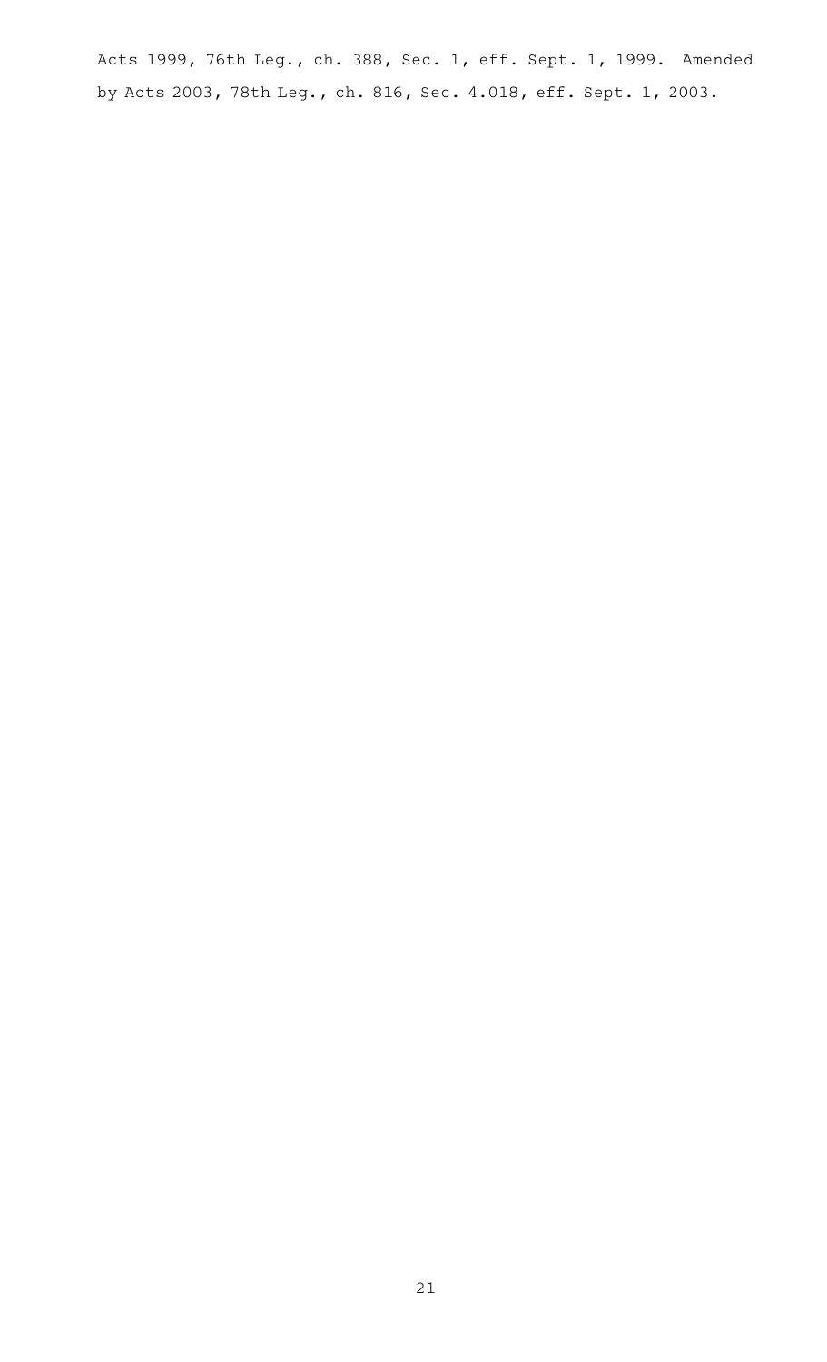Acts 1999, 76th Leg., ch. 388, Sec. 1, eff. Sept. 1, 1999. Amended by Acts 2003, 78th Leg., ch. 816, Sec. 4.018, eff. Sept. 1, 2003.